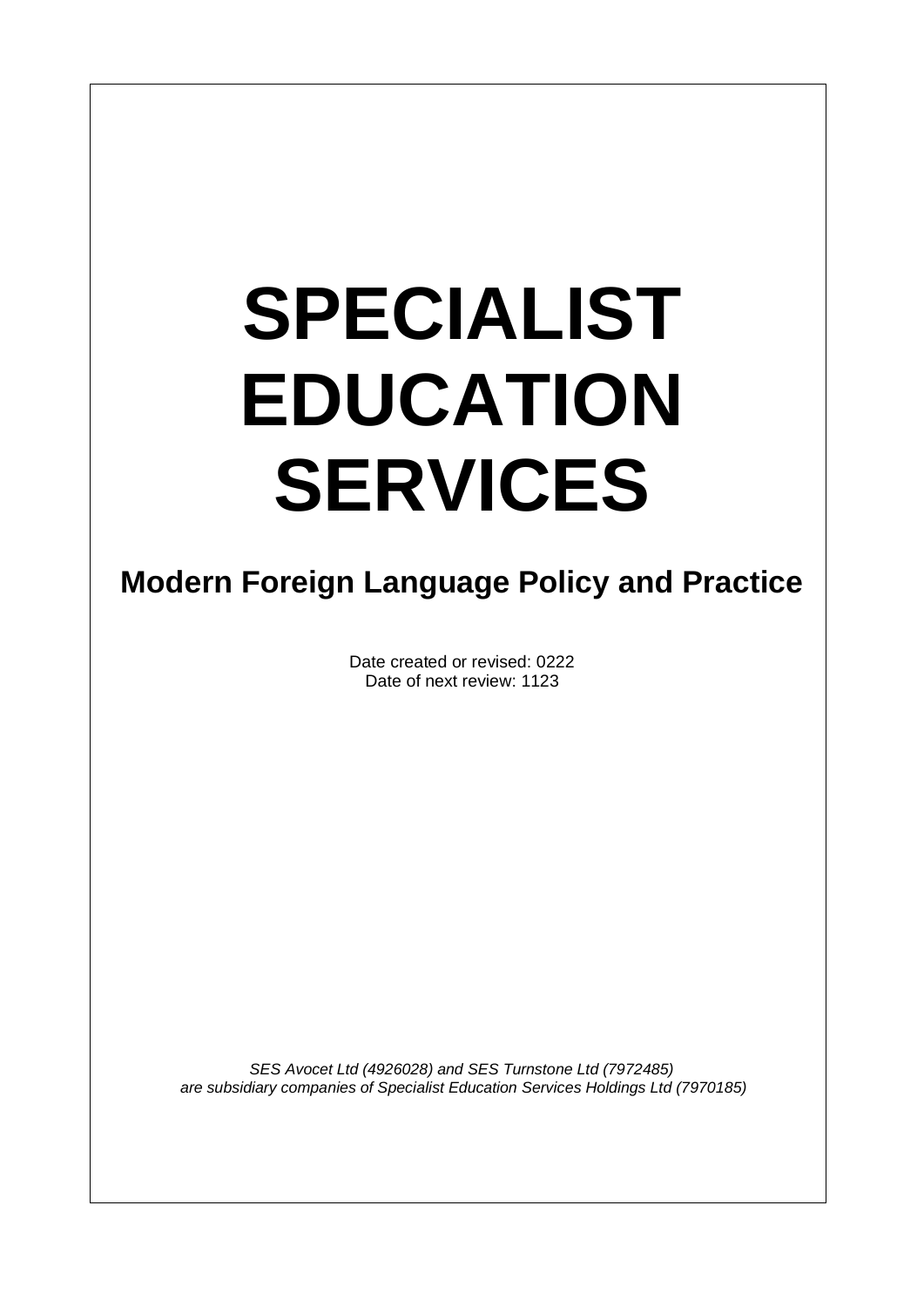# SPECIALIST EDUCATION SERVICES

## Modern Foreign Language Policy and Practice

Date created or revised: 0222
Date of next review: 1123

*SES Avocet Ltd (4926028) and SES Turnstone Ltd (7972485) are subsidiary companies of Specialist Education Services Holdings Ltd (7970185)*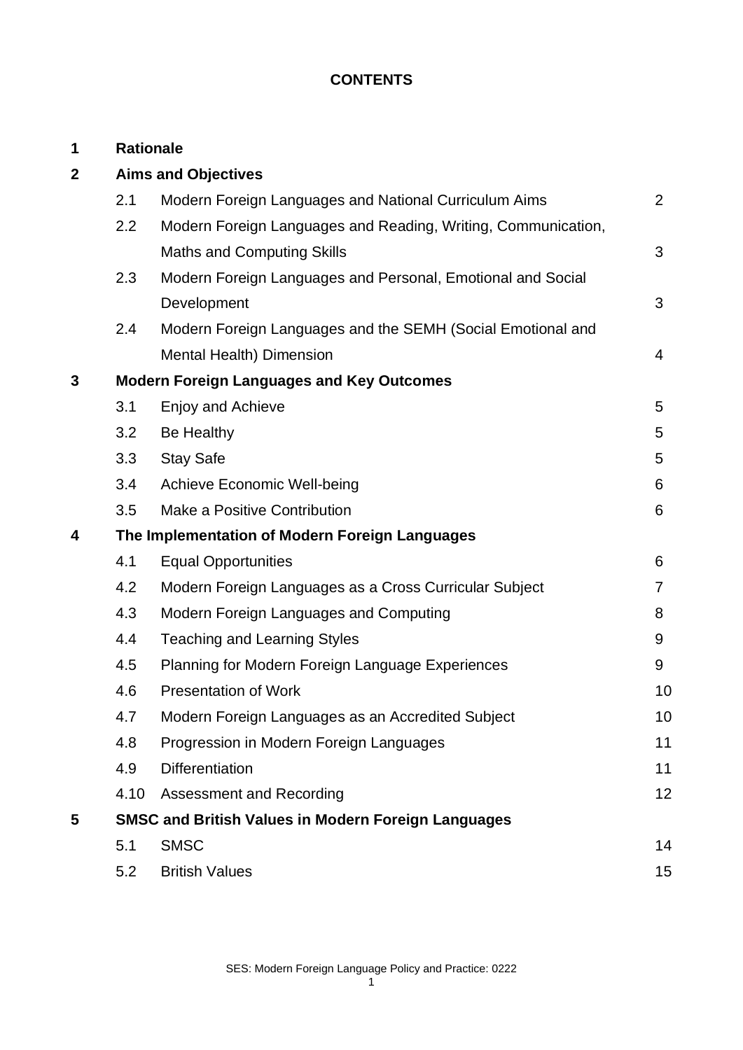**CONTENTS**

| | | | |
|---|---|---|---|
| **1** | **Rationale** | | |
| **2** | **Aims and Objectives** | | |
| | 2.1 | Modern Foreign Languages and National Curriculum Aims | 2 |
| | 2.2 | Modern Foreign Languages and Reading, Writing, Communication, Maths and Computing Skills | 3 |
| | 2.3 | Modern Foreign Languages and Personal, Emotional and Social Development | 3 |
| | 2.4 | Modern Foreign Languages and the SEMH (Social Emotional and Mental Health) Dimension | 4 |
| **3** | **Modern Foreign Languages and Key Outcomes** | | |
| | 3.1 | Enjoy and Achieve | 5 |
| | 3.2 | Be Healthy | 5 |
| | 3.3 | Stay Safe | 5 |
| | 3.4 | Achieve Economic Well-being | 6 |
| | 3.5 | Make a Positive Contribution | 6 |
| **4** | **The Implementation of Modern Foreign Languages** | | |
| | 4.1 | Equal Opportunities | 6 |
| | 4.2 | Modern Foreign Languages as a Cross Curricular Subject | 7 |
| | 4.3 | Modern Foreign Languages and Computing | 8 |
| | 4.4 | Teaching and Learning Styles | 9 |
| | 4.5 | Planning for Modern Foreign Language Experiences | 9 |
| | 4.6 | Presentation of Work | 10 |
| | 4.7 | Modern Foreign Languages as an Accredited Subject | 10 |
| | 4.8 | Progression in Modern Foreign Languages | 11 |
| | 4.9 | Differentiation | 11 |
| | 4.10 | Assessment and Recording | 12 |
| **5** | **SMSC and British Values in Modern Foreign Languages** | | |
| | 5.1 | SMSC | 14 |
| | 5.2 | British Values | 15 |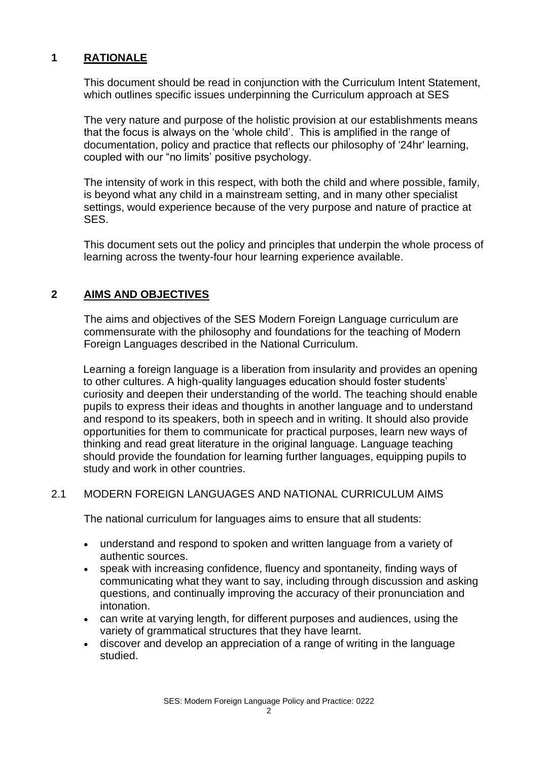## 1 RATIONALE

This document should be read in conjunction with the Curriculum Intent Statement, which outlines specific issues underpinning the Curriculum approach at SES

The very nature and purpose of the holistic provision at our establishments means that the focus is always on the 'whole child'. This is amplified in the range of documentation, policy and practice that reflects our philosophy of '24hr' learning, coupled with our "no limits' positive psychology.

The intensity of work in this respect, with both the child and where possible, family, is beyond what any child in a mainstream setting, and in many other specialist settings, would experience because of the very purpose and nature of practice at SES.

This document sets out the policy and principles that underpin the whole process of learning across the twenty-four hour learning experience available.

## 2 AIMS AND OBJECTIVES

The aims and objectives of the SES Modern Foreign Language curriculum are commensurate with the philosophy and foundations for the teaching of Modern Foreign Languages described in the National Curriculum.

Learning a foreign language is a liberation from insularity and provides an opening to other cultures. A high-quality languages education should foster students' curiosity and deepen their understanding of the world. The teaching should enable pupils to express their ideas and thoughts in another language and to understand and respond to its speakers, both in speech and in writing. It should also provide opportunities for them to communicate for practical purposes, learn new ways of thinking and read great literature in the original language. Language teaching should provide the foundation for learning further languages, equipping pupils to study and work in other countries.

### 2.1 MODERN FOREIGN LANGUAGES AND NATIONAL CURRICULUM AIMS

The national curriculum for languages aims to ensure that all students:

- understand and respond to spoken and written language from a variety of authentic sources.
- speak with increasing confidence, fluency and spontaneity, finding ways of communicating what they want to say, including through discussion and asking questions, and continually improving the accuracy of their pronunciation and intonation.
- can write at varying length, for different purposes and audiences, using the variety of grammatical structures that they have learnt.
- discover and develop an appreciation of a range of writing in the language studied.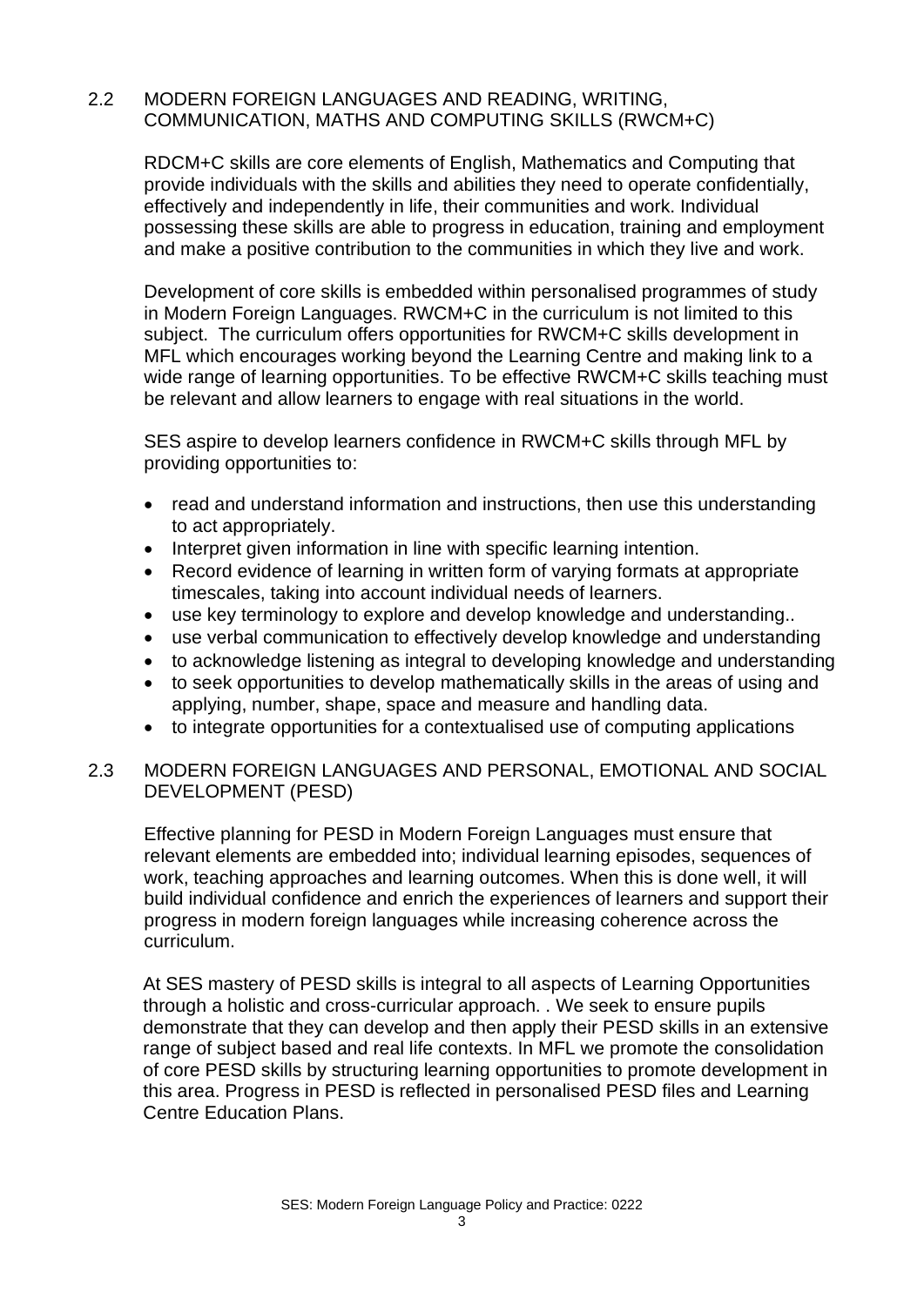## 2.2 MODERN FOREIGN LANGUAGES AND READING, WRITING, COMMUNICATION, MATHS AND COMPUTING SKILLS (RWCM+C)

RDCM+C skills are core elements of English, Mathematics and Computing that provide individuals with the skills and abilities they need to operate confidentially, effectively and independently in life, their communities and work. Individual possessing these skills are able to progress in education, training and employment and make a positive contribution to the communities in which they live and work.

Development of core skills is embedded within personalised programmes of study in Modern Foreign Languages. RWCM+C in the curriculum is not limited to this subject. The curriculum offers opportunities for RWCM+C skills development in MFL which encourages working beyond the Learning Centre and making link to a wide range of learning opportunities. To be effective RWCM+C skills teaching must be relevant and allow learners to engage with real situations in the world.

SES aspire to develop learners confidence in RWCM+C skills through MFL by providing opportunities to:

- read and understand information and instructions, then use this understanding to act appropriately.
- Interpret given information in line with specific learning intention.
- Record evidence of learning in written form of varying formats at appropriate timescales, taking into account individual needs of learners.
- use key terminology to explore and develop knowledge and understanding..
- use verbal communication to effectively develop knowledge and understanding
- to acknowledge listening as integral to developing knowledge and understanding
- to seek opportunities to develop mathematically skills in the areas of using and applying, number, shape, space and measure and handling data.
- to integrate opportunities for a contextualised use of computing applications

## 2.3 MODERN FOREIGN LANGUAGES AND PERSONAL, EMOTIONAL AND SOCIAL DEVELOPMENT (PESD)

Effective planning for PESD in Modern Foreign Languages must ensure that relevant elements are embedded into; individual learning episodes, sequences of work, teaching approaches and learning outcomes. When this is done well, it will build individual confidence and enrich the experiences of learners and support their progress in modern foreign languages while increasing coherence across the curriculum.

At SES mastery of PESD skills is integral to all aspects of Learning Opportunities through a holistic and cross-curricular approach. . We seek to ensure pupils demonstrate that they can develop and then apply their PESD skills in an extensive range of subject based and real life contexts. In MFL we promote the consolidation of core PESD skills by structuring learning opportunities to promote development in this area. Progress in PESD is reflected in personalised PESD files and Learning Centre Education Plans.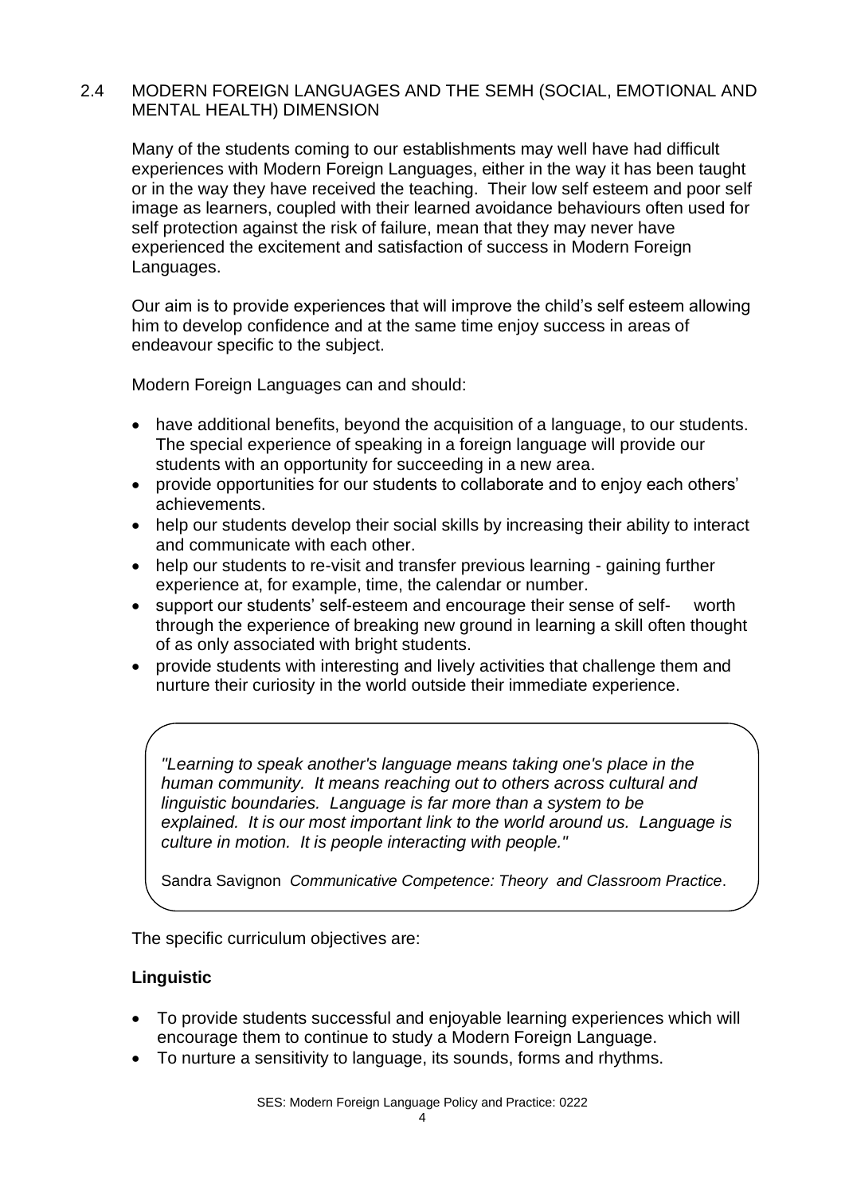## 2.4 MODERN FOREIGN LANGUAGES AND THE SEMH (SOCIAL, EMOTIONAL AND MENTAL HEALTH) DIMENSION

Many of the students coming to our establishments may well have had difficult experiences with Modern Foreign Languages, either in the way it has been taught or in the way they have received the teaching. Their low self esteem and poor self image as learners, coupled with their learned avoidance behaviours often used for self protection against the risk of failure, mean that they may never have experienced the excitement and satisfaction of success in Modern Foreign Languages.

Our aim is to provide experiences that will improve the child's self esteem allowing him to develop confidence and at the same time enjoy success in areas of endeavour specific to the subject.

Modern Foreign Languages can and should:

- have additional benefits, beyond the acquisition of a language, to our students. The special experience of speaking in a foreign language will provide our students with an opportunity for succeeding in a new area.
- provide opportunities for our students to collaborate and to enjoy each others' achievements.
- help our students develop their social skills by increasing their ability to interact and communicate with each other.
- help our students to re-visit and transfer previous learning - gaining further experience at, for example, time, the calendar or number.
- support our students' self-esteem and encourage their sense of self- worth through the experience of breaking new ground in learning a skill often thought of as only associated with bright students.
- provide students with interesting and lively activities that challenge them and nurture their curiosity in the world outside their immediate experience.

> *"Learning to speak another's language means taking one's place in the human community. It means reaching out to others across cultural and linguistic boundaries. Language is far more than a system to be explained. It is our most important link to the world around us. Language is culture in motion. It is people interacting with people."*
>
> Sandra Savignon *Communicative Competence: Theory and Classroom Practice*.

The specific curriculum objectives are:

**Linguistic**

- To provide students successful and enjoyable learning experiences which will encourage them to continue to study a Modern Foreign Language.
- To nurture a sensitivity to language, its sounds, forms and rhythms.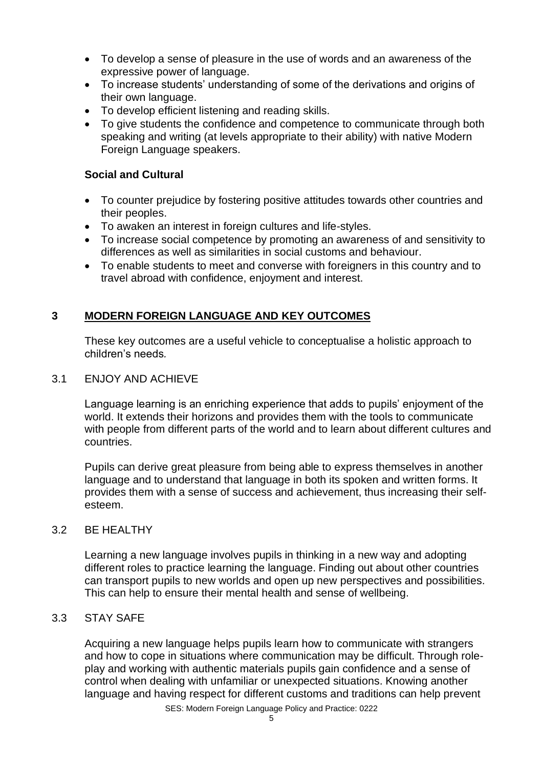- To develop a sense of pleasure in the use of words and an awareness of the expressive power of language.
- To increase students' understanding of some of the derivations and origins of their own language.
- To develop efficient listening and reading skills.
- To give students the confidence and competence to communicate through both speaking and writing (at levels appropriate to their ability) with native Modern Foreign Language speakers.

**Social and Cultural**

- To counter prejudice by fostering positive attitudes towards other countries and their peoples.
- To awaken an interest in foreign cultures and life-styles.
- To increase social competence by promoting an awareness of and sensitivity to differences as well as similarities in social customs and behaviour.
- To enable students to meet and converse with foreigners in this country and to travel abroad with confidence, enjoyment and interest.

## 3 MODERN FOREIGN LANGUAGE AND KEY OUTCOMES

These key outcomes are a useful vehicle to conceptualise a holistic approach to children's needs.

### 3.1 ENJOY AND ACHIEVE

Language learning is an enriching experience that adds to pupils' enjoyment of the world. It extends their horizons and provides them with the tools to communicate with people from different parts of the world and to learn about different cultures and countries.

Pupils can derive great pleasure from being able to express themselves in another language and to understand that language in both its spoken and written forms. It provides them with a sense of success and achievement, thus increasing their self-esteem.

### 3.2 BE HEALTHY

Learning a new language involves pupils in thinking in a new way and adopting different roles to practice learning the language. Finding out about other countries can transport pupils to new worlds and open up new perspectives and possibilities. This can help to ensure their mental health and sense of wellbeing.

### 3.3 STAY SAFE

Acquiring a new language helps pupils learn how to communicate with strangers and how to cope in situations where communication may be difficult. Through role-play and working with authentic materials pupils gain confidence and a sense of control when dealing with unfamiliar or unexpected situations. Knowing another language and having respect for different customs and traditions can help prevent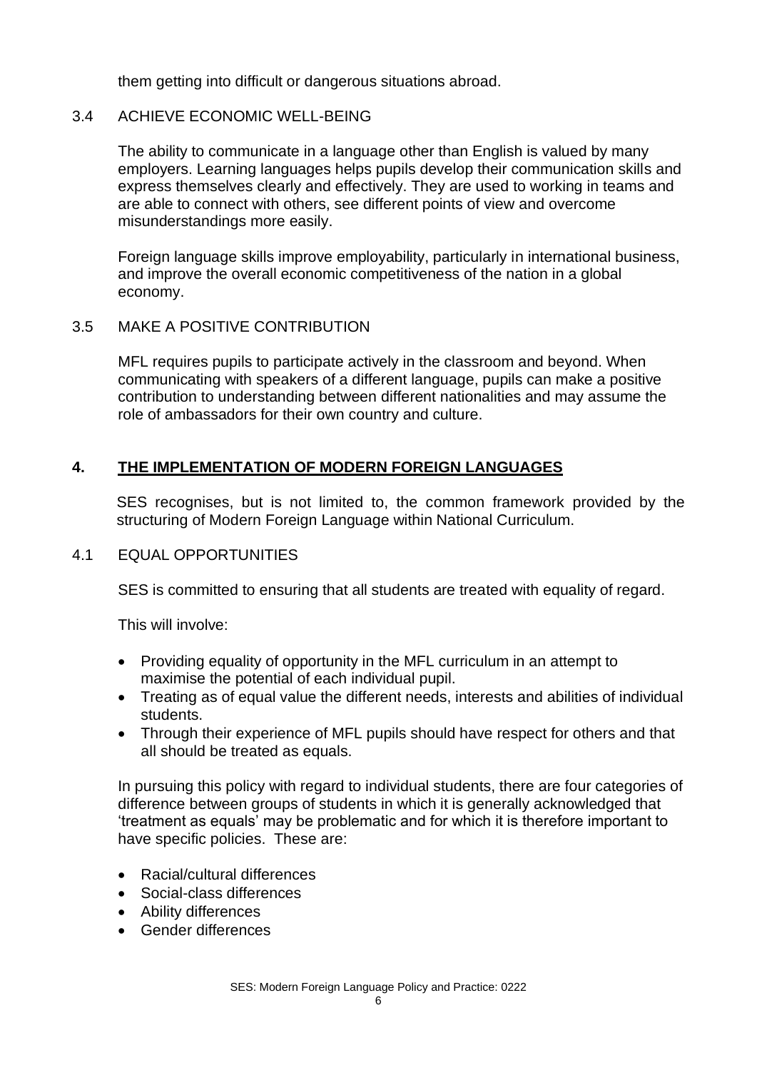them getting into difficult or dangerous situations abroad.

### 3.4 ACHIEVE ECONOMIC WELL-BEING

The ability to communicate in a language other than English is valued by many employers. Learning languages helps pupils develop their communication skills and express themselves clearly and effectively. They are used to working in teams and are able to connect with others, see different points of view and overcome misunderstandings more easily.

Foreign language skills improve employability, particularly in international business, and improve the overall economic competitiveness of the nation in a global economy.

### 3.5 MAKE A POSITIVE CONTRIBUTION

MFL requires pupils to participate actively in the classroom and beyond. When communicating with speakers of a different language, pupils can make a positive contribution to understanding between different nationalities and may assume the role of ambassadors for their own country and culture.

## 4. THE IMPLEMENTATION OF MODERN FOREIGN LANGUAGES

SES recognises, but is not limited to, the common framework provided by the structuring of Modern Foreign Language within National Curriculum.

### 4.1 EQUAL OPPORTUNITIES

SES is committed to ensuring that all students are treated with equality of regard.

This will involve:

- Providing equality of opportunity in the MFL curriculum in an attempt to maximise the potential of each individual pupil.
- Treating as of equal value the different needs, interests and abilities of individual students.
- Through their experience of MFL pupils should have respect for others and that all should be treated as equals.

In pursuing this policy with regard to individual students, there are four categories of difference between groups of students in which it is generally acknowledged that 'treatment as equals' may be problematic and for which it is therefore important to have specific policies. These are:

- Racial/cultural differences
- Social-class differences
- Ability differences
- Gender differences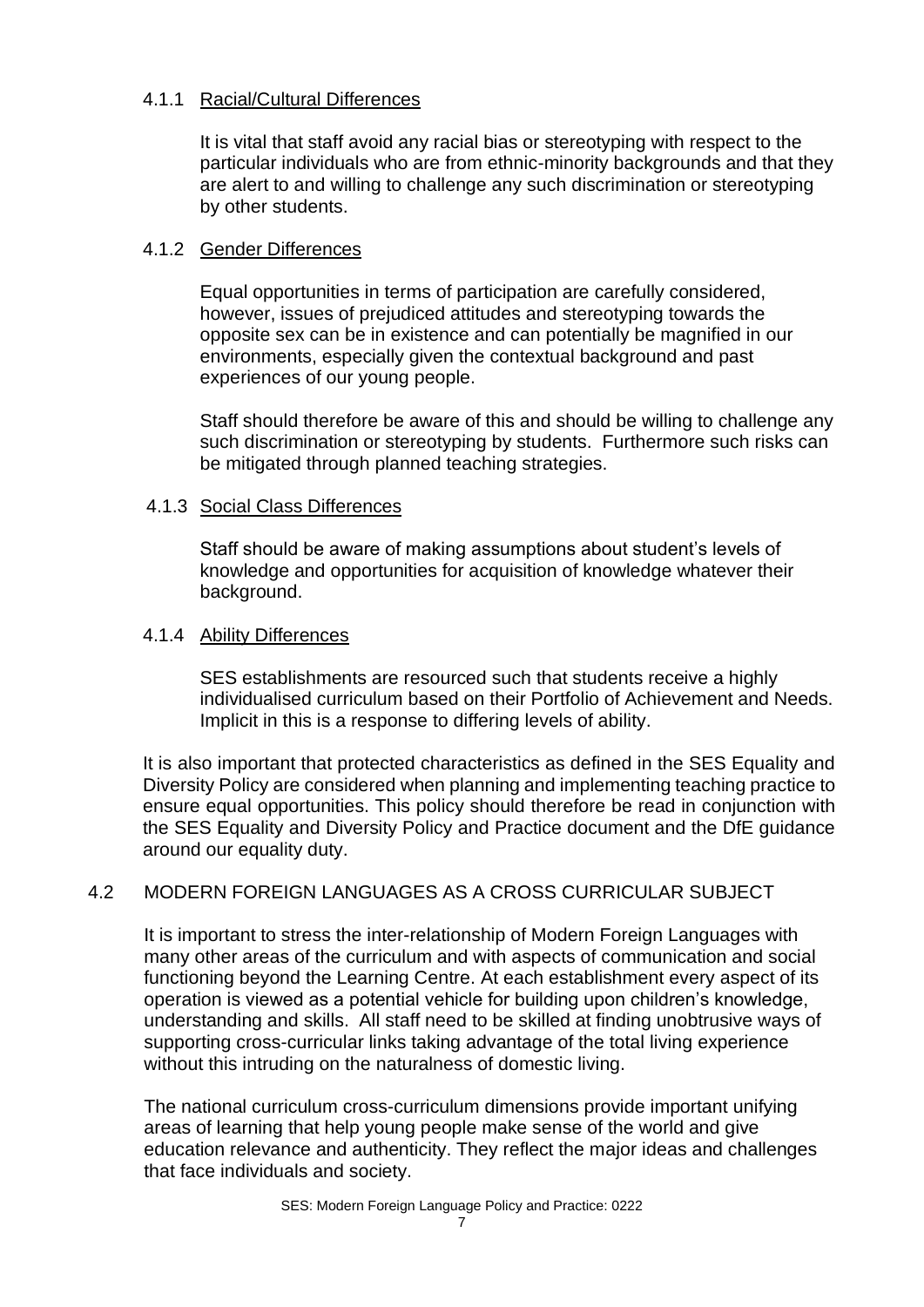#### 4.1.1 Racial/Cultural Differences

It is vital that staff avoid any racial bias or stereotyping with respect to the particular individuals who are from ethnic-minority backgrounds and that they are alert to and willing to challenge any such discrimination or stereotyping by other students.

#### 4.1.2 Gender Differences

Equal opportunities in terms of participation are carefully considered, however, issues of prejudiced attitudes and stereotyping towards the opposite sex can be in existence and can potentially be magnified in our environments, especially given the contextual background and past experiences of our young people.

Staff should therefore be aware of this and should be willing to challenge any such discrimination or stereotyping by students. Furthermore such risks can be mitigated through planned teaching strategies.

#### 4.1.3 Social Class Differences

Staff should be aware of making assumptions about student's levels of knowledge and opportunities for acquisition of knowledge whatever their background.

#### 4.1.4 Ability Differences

SES establishments are resourced such that students receive a highly individualised curriculum based on their Portfolio of Achievement and Needs. Implicit in this is a response to differing levels of ability.

It is also important that protected characteristics as defined in the SES Equality and Diversity Policy are considered when planning and implementing teaching practice to ensure equal opportunities. This policy should therefore be read in conjunction with the SES Equality and Diversity Policy and Practice document and the DfE guidance around our equality duty.

### 4.2 MODERN FOREIGN LANGUAGES AS A CROSS CURRICULAR SUBJECT

It is important to stress the inter-relationship of Modern Foreign Languages with many other areas of the curriculum and with aspects of communication and social functioning beyond the Learning Centre. At each establishment every aspect of its operation is viewed as a potential vehicle for building upon children's knowledge, understanding and skills. All staff need to be skilled at finding unobtrusive ways of supporting cross-curricular links taking advantage of the total living experience without this intruding on the naturalness of domestic living.

The national curriculum cross-curriculum dimensions provide important unifying areas of learning that help young people make sense of the world and give education relevance and authenticity. They reflect the major ideas and challenges that face individuals and society.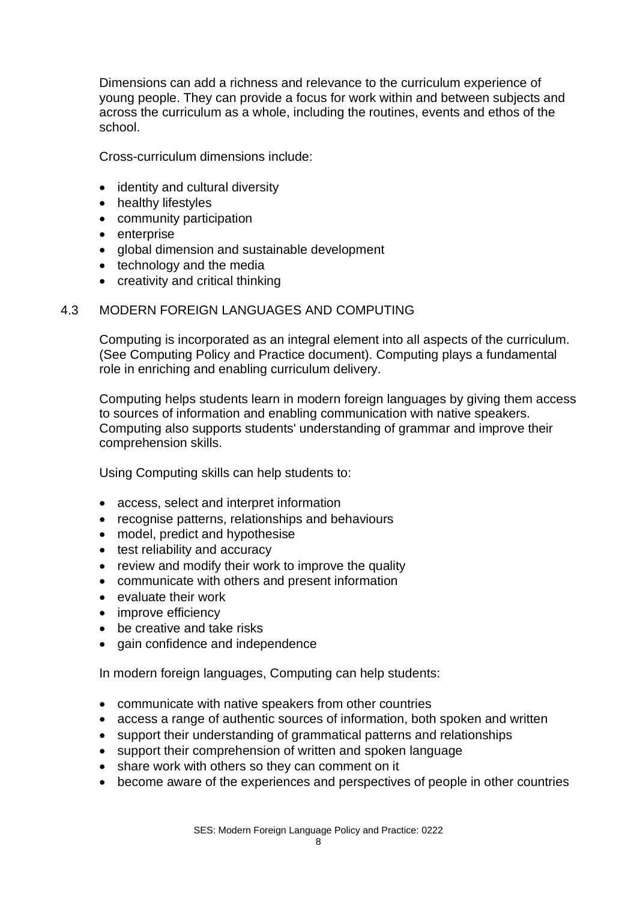Dimensions can add a richness and relevance to the curriculum experience of young people. They can provide a focus for work within and between subjects and across the curriculum as a whole, including the routines, events and ethos of the school.

Cross-curriculum dimensions include:

- identity and cultural diversity
- healthy lifestyles
- community participation
- enterprise
- global dimension and sustainable development
- technology and the media
- creativity and critical thinking

## 4.3 MODERN FOREIGN LANGUAGES AND COMPUTING

Computing is incorporated as an integral element into all aspects of the curriculum. (See Computing Policy and Practice document). Computing plays a fundamental role in enriching and enabling curriculum delivery.

Computing helps students learn in modern foreign languages by giving them access to sources of information and enabling communication with native speakers. Computing also supports students' understanding of grammar and improve their comprehension skills.

Using Computing skills can help students to:

- access, select and interpret information
- recognise patterns, relationships and behaviours
- model, predict and hypothesise
- test reliability and accuracy
- review and modify their work to improve the quality
- communicate with others and present information
- evaluate their work
- improve efficiency
- be creative and take risks
- gain confidence and independence

In modern foreign languages, Computing can help students:

- communicate with native speakers from other countries
- access a range of authentic sources of information, both spoken and written
- support their understanding of grammatical patterns and relationships
- support their comprehension of written and spoken language
- share work with others so they can comment on it
- become aware of the experiences and perspectives of people in other countries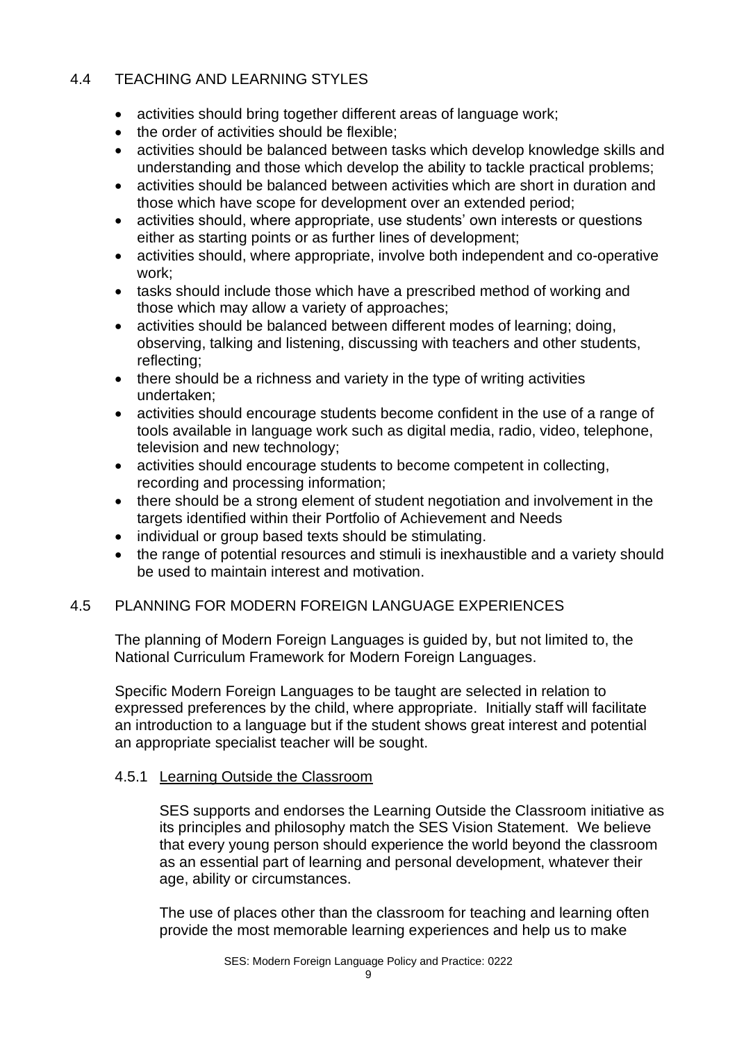## 4.4 TEACHING AND LEARNING STYLES

- activities should bring together different areas of language work;
- the order of activities should be flexible;
- activities should be balanced between tasks which develop knowledge skills and understanding and those which develop the ability to tackle practical problems;
- activities should be balanced between activities which are short in duration and those which have scope for development over an extended period;
- activities should, where appropriate, use students' own interests or questions either as starting points or as further lines of development;
- activities should, where appropriate, involve both independent and co-operative work;
- tasks should include those which have a prescribed method of working and those which may allow a variety of approaches;
- activities should be balanced between different modes of learning; doing, observing, talking and listening, discussing with teachers and other students, reflecting;
- there should be a richness and variety in the type of writing activities undertaken;
- activities should encourage students become confident in the use of a range of tools available in language work such as digital media, radio, video, telephone, television and new technology;
- activities should encourage students to become competent in collecting, recording and processing information;
- there should be a strong element of student negotiation and involvement in the targets identified within their Portfolio of Achievement and Needs
- individual or group based texts should be stimulating.
- the range of potential resources and stimuli is inexhaustible and a variety should be used to maintain interest and motivation.

## 4.5 PLANNING FOR MODERN FOREIGN LANGUAGE EXPERIENCES

The planning of Modern Foreign Languages is guided by, but not limited to, the National Curriculum Framework for Modern Foreign Languages.

Specific Modern Foreign Languages to be taught are selected in relation to expressed preferences by the child, where appropriate. Initially staff will facilitate an introduction to a language but if the student shows great interest and potential an appropriate specialist teacher will be sought.

### 4.5.1 Learning Outside the Classroom

SES supports and endorses the Learning Outside the Classroom initiative as its principles and philosophy match the SES Vision Statement. We believe that every young person should experience the world beyond the classroom as an essential part of learning and personal development, whatever their age, ability or circumstances.

The use of places other than the classroom for teaching and learning often provide the most memorable learning experiences and help us to make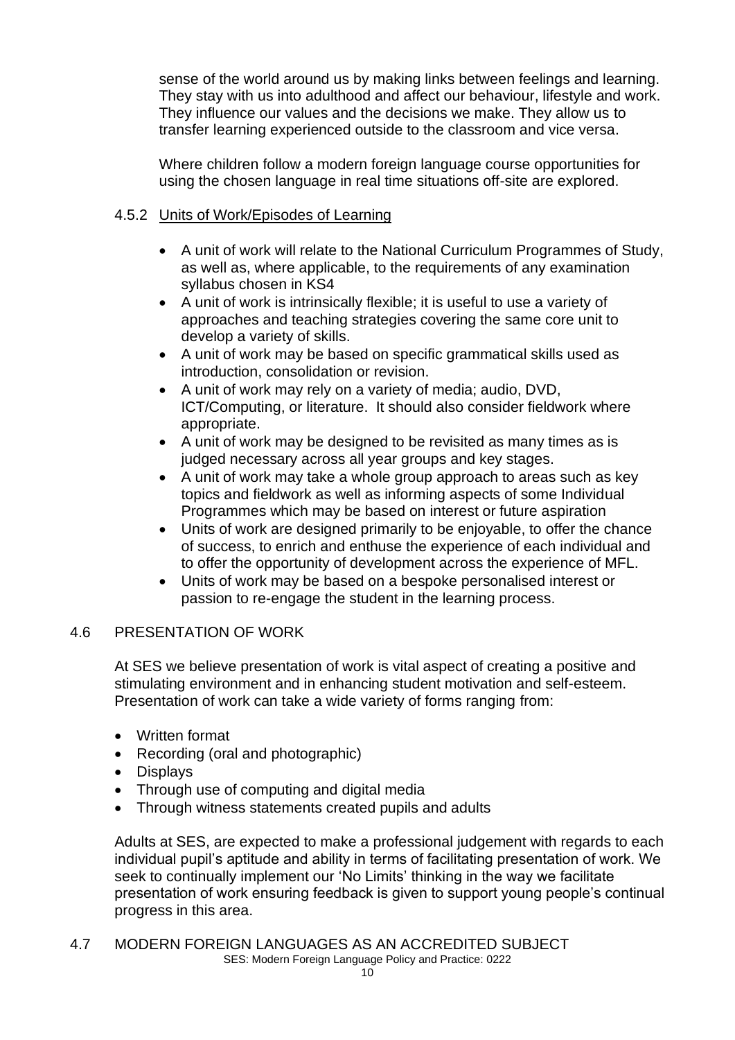sense of the world around us by making links between feelings and learning. They stay with us into adulthood and affect our behaviour, lifestyle and work. They influence our values and the decisions we make. They allow us to transfer learning experienced outside to the classroom and vice versa.

Where children follow a modern foreign language course opportunities for using the chosen language in real time situations off-site are explored.

#### 4.5.2 Units of Work/Episodes of Learning

- A unit of work will relate to the National Curriculum Programmes of Study, as well as, where applicable, to the requirements of any examination syllabus chosen in KS4
- A unit of work is intrinsically flexible; it is useful to use a variety of approaches and teaching strategies covering the same core unit to develop a variety of skills.
- A unit of work may be based on specific grammatical skills used as introduction, consolidation or revision.
- A unit of work may rely on a variety of media; audio, DVD, ICT/Computing, or literature. It should also consider fieldwork where appropriate.
- A unit of work may be designed to be revisited as many times as is judged necessary across all year groups and key stages.
- A unit of work may take a whole group approach to areas such as key topics and fieldwork as well as informing aspects of some Individual Programmes which may be based on interest or future aspiration
- Units of work are designed primarily to be enjoyable, to offer the chance of success, to enrich and enthuse the experience of each individual and to offer the opportunity of development across the experience of MFL.
- Units of work may be based on a bespoke personalised interest or passion to re-engage the student in the learning process.

### 4.6 PRESENTATION OF WORK

At SES we believe presentation of work is vital aspect of creating a positive and stimulating environment and in enhancing student motivation and self-esteem. Presentation of work can take a wide variety of forms ranging from:

- Written format
- Recording (oral and photographic)
- Displays
- Through use of computing and digital media
- Through witness statements created pupils and adults

Adults at SES, are expected to make a professional judgement with regards to each individual pupil's aptitude and ability in terms of facilitating presentation of work. We seek to continually implement our 'No Limits' thinking in the way we facilitate presentation of work ensuring feedback is given to support young people's continual progress in this area.

### 4.7 MODERN FOREIGN LANGUAGES AS AN ACCREDITED SUBJECT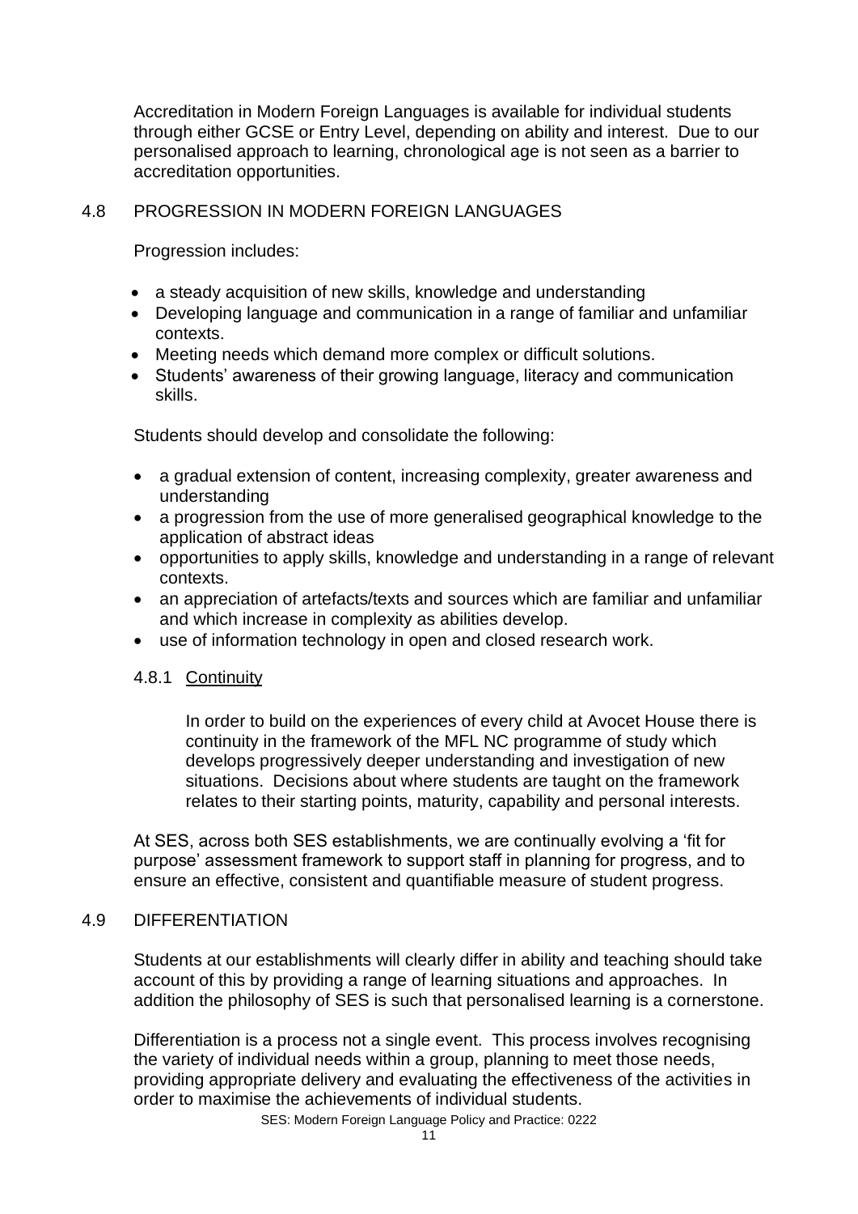Accreditation in Modern Foreign Languages is available for individual students through either GCSE or Entry Level, depending on ability and interest. Due to our personalised approach to learning, chronological age is not seen as a barrier to accreditation opportunities.

## 4.8 PROGRESSION IN MODERN FOREIGN LANGUAGES

Progression includes:

- a steady acquisition of new skills, knowledge and understanding
- Developing language and communication in a range of familiar and unfamiliar contexts.
- Meeting needs which demand more complex or difficult solutions.
- Students' awareness of their growing language, literacy and communication skills.

Students should develop and consolidate the following:

- a gradual extension of content, increasing complexity, greater awareness and understanding
- a progression from the use of more generalised geographical knowledge to the application of abstract ideas
- opportunities to apply skills, knowledge and understanding in a range of relevant contexts.
- an appreciation of artefacts/texts and sources which are familiar and unfamiliar and which increase in complexity as abilities develop.
- use of information technology in open and closed research work.

### 4.8.1 Continuity

In order to build on the experiences of every child at Avocet House there is continuity in the framework of the MFL NC programme of study which develops progressively deeper understanding and investigation of new situations. Decisions about where students are taught on the framework relates to their starting points, maturity, capability and personal interests.

At SES, across both SES establishments, we are continually evolving a 'fit for purpose' assessment framework to support staff in planning for progress, and to ensure an effective, consistent and quantifiable measure of student progress.

## 4.9 DIFFERENTIATION

Students at our establishments will clearly differ in ability and teaching should take account of this by providing a range of learning situations and approaches. In addition the philosophy of SES is such that personalised learning is a cornerstone.

Differentiation is a process not a single event. This process involves recognising the variety of individual needs within a group, planning to meet those needs, providing appropriate delivery and evaluating the effectiveness of the activities in order to maximise the achievements of individual students.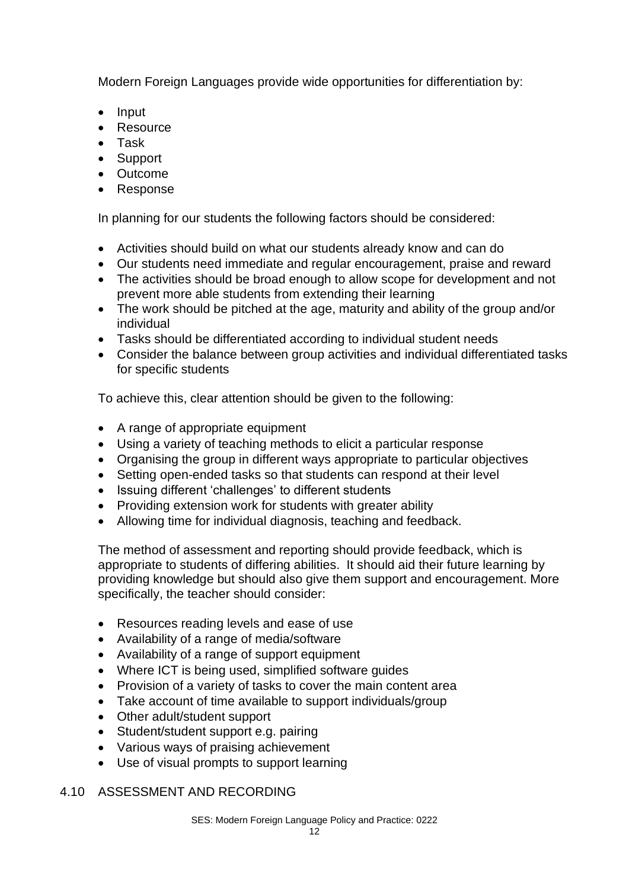Modern Foreign Languages provide wide opportunities for differentiation by:

- Input
- Resource
- Task
- Support
- Outcome
- Response

In planning for our students the following factors should be considered:

- Activities should build on what our students already know and can do
- Our students need immediate and regular encouragement, praise and reward
- The activities should be broad enough to allow scope for development and not prevent more able students from extending their learning
- The work should be pitched at the age, maturity and ability of the group and/or individual
- Tasks should be differentiated according to individual student needs
- Consider the balance between group activities and individual differentiated tasks for specific students

To achieve this, clear attention should be given to the following:

- A range of appropriate equipment
- Using a variety of teaching methods to elicit a particular response
- Organising the group in different ways appropriate to particular objectives
- Setting open-ended tasks so that students can respond at their level
- Issuing different 'challenges' to different students
- Providing extension work for students with greater ability
- Allowing time for individual diagnosis, teaching and feedback.

The method of assessment and reporting should provide feedback, which is appropriate to students of differing abilities. It should aid their future learning by providing knowledge but should also give them support and encouragement. More specifically, the teacher should consider:

- Resources reading levels and ease of use
- Availability of a range of media/software
- Availability of a range of support equipment
- Where ICT is being used, simplified software guides
- Provision of a variety of tasks to cover the main content area
- Take account of time available to support individuals/group
- Other adult/student support
- Student/student support e.g. pairing
- Various ways of praising achievement
- Use of visual prompts to support learning

## 4.10 ASSESSMENT AND RECORDING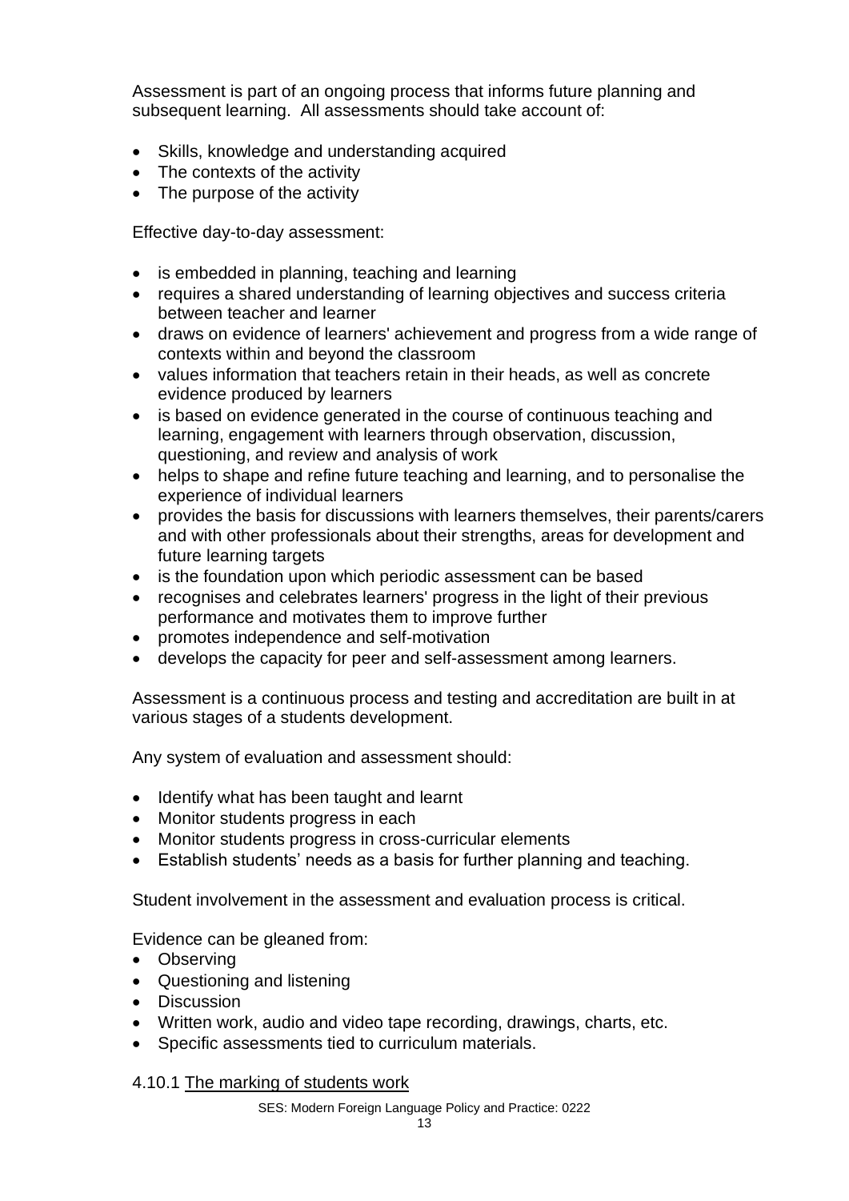Assessment is part of an ongoing process that informs future planning and subsequent learning. All assessments should take account of:

- Skills, knowledge and understanding acquired
- The contexts of the activity
- The purpose of the activity

Effective day-to-day assessment:

- is embedded in planning, teaching and learning
- requires a shared understanding of learning objectives and success criteria between teacher and learner
- draws on evidence of learners' achievement and progress from a wide range of contexts within and beyond the classroom
- values information that teachers retain in their heads, as well as concrete evidence produced by learners
- is based on evidence generated in the course of continuous teaching and learning, engagement with learners through observation, discussion, questioning, and review and analysis of work
- helps to shape and refine future teaching and learning, and to personalise the experience of individual learners
- provides the basis for discussions with learners themselves, their parents/carers and with other professionals about their strengths, areas for development and future learning targets
- is the foundation upon which periodic assessment can be based
- recognises and celebrates learners' progress in the light of their previous performance and motivates them to improve further
- promotes independence and self-motivation
- develops the capacity for peer and self-assessment among learners.

Assessment is a continuous process and testing and accreditation are built in at various stages of a students development.

Any system of evaluation and assessment should:

- Identify what has been taught and learnt
- Monitor students progress in each
- Monitor students progress in cross-curricular elements
- Establish students' needs as a basis for further planning and teaching.

Student involvement in the assessment and evaluation process is critical.

Evidence can be gleaned from:

- Observing
- Questioning and listening
- Discussion
- Written work, audio and video tape recording, drawings, charts, etc.
- Specific assessments tied to curriculum materials.

4.10.1 <u>The marking of students work</u>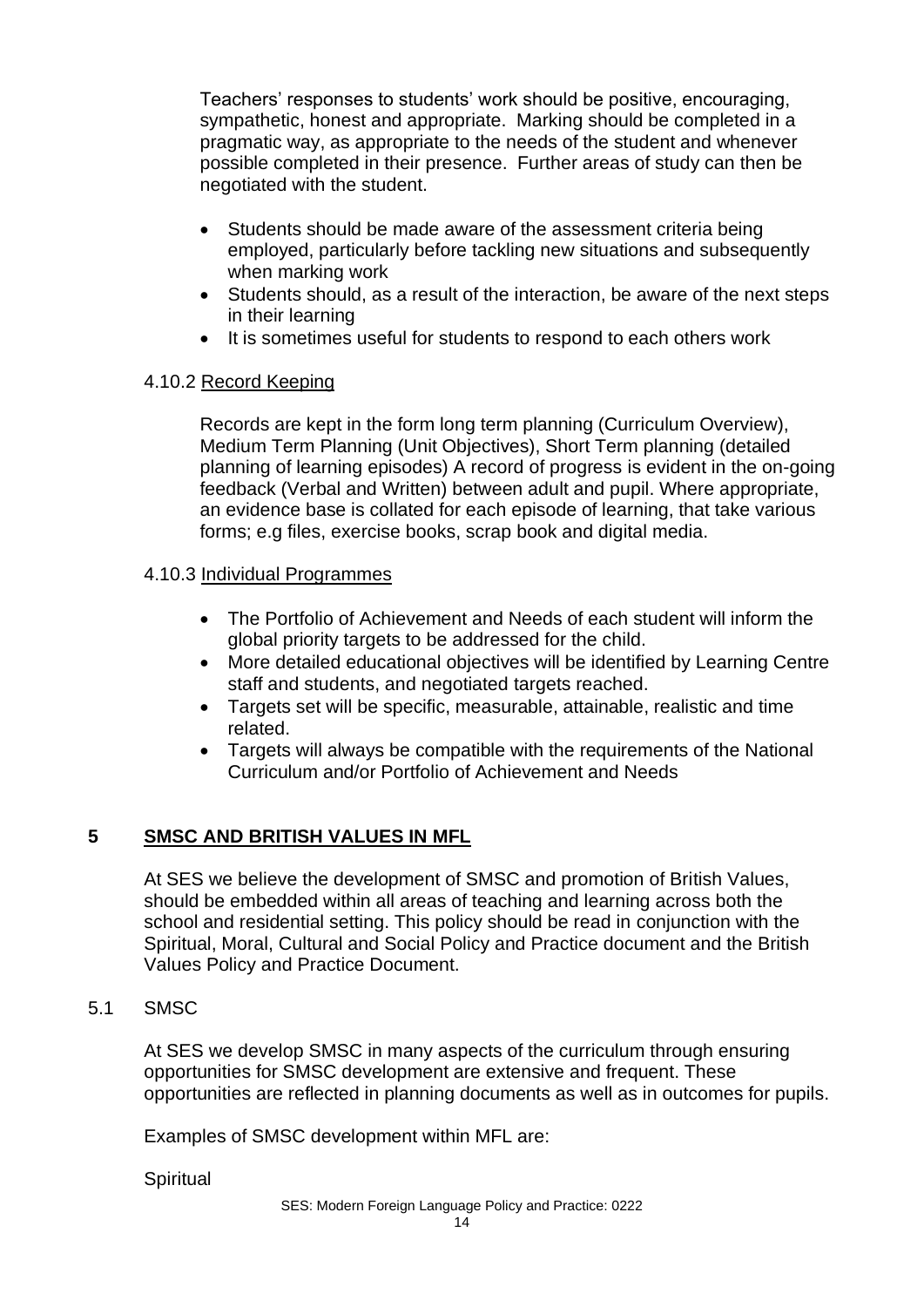Teachers' responses to students' work should be positive, encouraging, sympathetic, honest and appropriate. Marking should be completed in a pragmatic way, as appropriate to the needs of the student and whenever possible completed in their presence. Further areas of study can then be negotiated with the student.

- Students should be made aware of the assessment criteria being employed, particularly before tackling new situations and subsequently when marking work
- Students should, as a result of the interaction, be aware of the next steps in their learning
- It is sometimes useful for students to respond to each others work

### 4.10.2 Record Keeping

Records are kept in the form long term planning (Curriculum Overview), Medium Term Planning (Unit Objectives), Short Term planning (detailed planning of learning episodes) A record of progress is evident in the on-going feedback (Verbal and Written) between adult and pupil. Where appropriate, an evidence base is collated for each episode of learning, that take various forms; e.g files, exercise books, scrap book and digital media.

### 4.10.3 Individual Programmes

- The Portfolio of Achievement and Needs of each student will inform the global priority targets to be addressed for the child.
- More detailed educational objectives will be identified by Learning Centre staff and students, and negotiated targets reached.
- Targets set will be specific, measurable, attainable, realistic and time related.
- Targets will always be compatible with the requirements of the National Curriculum and/or Portfolio of Achievement and Needs

## 5 SMSC AND BRITISH VALUES IN MFL

At SES we believe the development of SMSC and promotion of British Values, should be embedded within all areas of teaching and learning across both the school and residential setting. This policy should be read in conjunction with the Spiritual, Moral, Cultural and Social Policy and Practice document and the British Values Policy and Practice Document.

### 5.1 SMSC

At SES we develop SMSC in many aspects of the curriculum through ensuring opportunities for SMSC development are extensive and frequent. These opportunities are reflected in planning documents as well as in outcomes for pupils.

Examples of SMSC development within MFL are:

Spiritual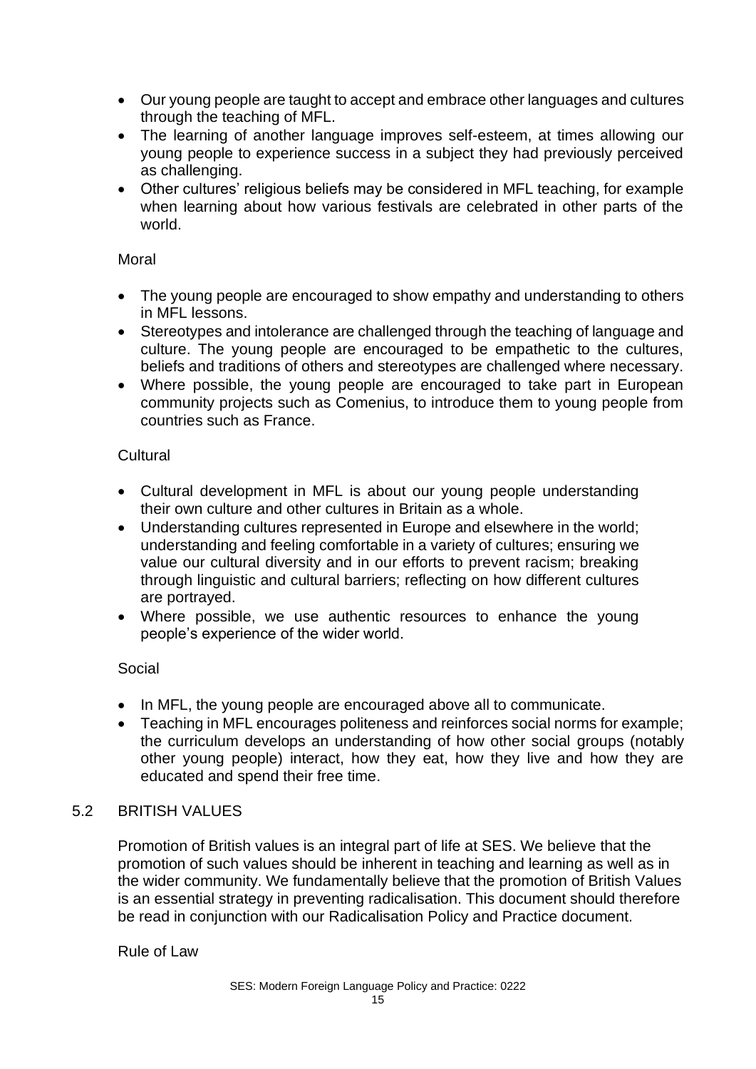- Our young people are taught to accept and embrace other languages and cultures through the teaching of MFL.
- The learning of another language improves self-esteem, at times allowing our young people to experience success in a subject they had previously perceived as challenging.
- Other cultures' religious beliefs may be considered in MFL teaching, for example when learning about how various festivals are celebrated in other parts of the world.

Moral

- The young people are encouraged to show empathy and understanding to others in MFL lessons.
- Stereotypes and intolerance are challenged through the teaching of language and culture. The young people are encouraged to be empathetic to the cultures, beliefs and traditions of others and stereotypes are challenged where necessary.
- Where possible, the young people are encouraged to take part in European community projects such as Comenius, to introduce them to young people from countries such as France.

Cultural

- Cultural development in MFL is about our young people understanding their own culture and other cultures in Britain as a whole.
- Understanding cultures represented in Europe and elsewhere in the world; understanding and feeling comfortable in a variety of cultures; ensuring we value our cultural diversity and in our efforts to prevent racism; breaking through linguistic and cultural barriers; reflecting on how different cultures are portrayed.
- Where possible, we use authentic resources to enhance the young people's experience of the wider world.

Social

- In MFL, the young people are encouraged above all to communicate.
- Teaching in MFL encourages politeness and reinforces social norms for example; the curriculum develops an understanding of how other social groups (notably other young people) interact, how they eat, how they live and how they are educated and spend their free time.

## 5.2 BRITISH VALUES

Promotion of British values is an integral part of life at SES. We believe that the promotion of such values should be inherent in teaching and learning as well as in the wider community. We fundamentally believe that the promotion of British Values is an essential strategy in preventing radicalisation. This document should therefore be read in conjunction with our Radicalisation Policy and Practice document.

Rule of Law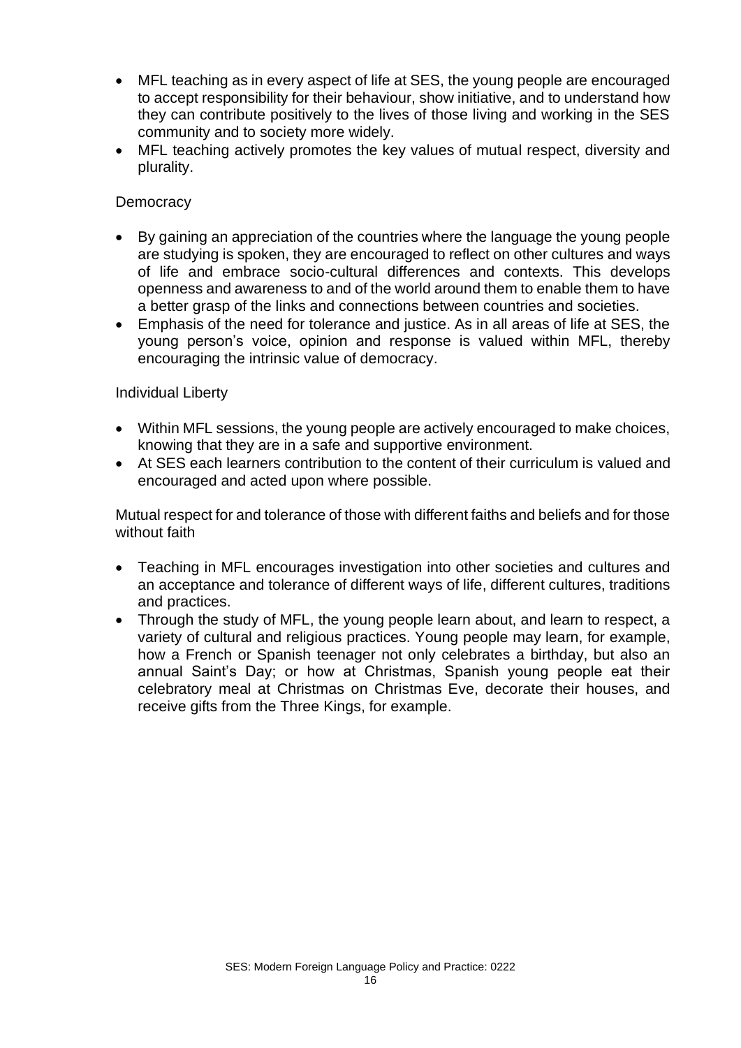- MFL teaching as in every aspect of life at SES, the young people are encouraged to accept responsibility for their behaviour, show initiative, and to understand how they can contribute positively to the lives of those living and working in the SES community and to society more widely.
- MFL teaching actively promotes the key values of mutual respect, diversity and plurality.

Democracy

- By gaining an appreciation of the countries where the language the young people are studying is spoken, they are encouraged to reflect on other cultures and ways of life and embrace socio-cultural differences and contexts. This develops openness and awareness to and of the world around them to enable them to have a better grasp of the links and connections between countries and societies.
- Emphasis of the need for tolerance and justice. As in all areas of life at SES, the young person's voice, opinion and response is valued within MFL, thereby encouraging the intrinsic value of democracy.

Individual Liberty

- Within MFL sessions, the young people are actively encouraged to make choices, knowing that they are in a safe and supportive environment.
- At SES each learners contribution to the content of their curriculum is valued and encouraged and acted upon where possible.

Mutual respect for and tolerance of those with different faiths and beliefs and for those without faith

- Teaching in MFL encourages investigation into other societies and cultures and an acceptance and tolerance of different ways of life, different cultures, traditions and practices.
- Through the study of MFL, the young people learn about, and learn to respect, a variety of cultural and religious practices. Young people may learn, for example, how a French or Spanish teenager not only celebrates a birthday, but also an annual Saint's Day; or how at Christmas, Spanish young people eat their celebratory meal at Christmas on Christmas Eve, decorate their houses, and receive gifts from the Three Kings, for example.